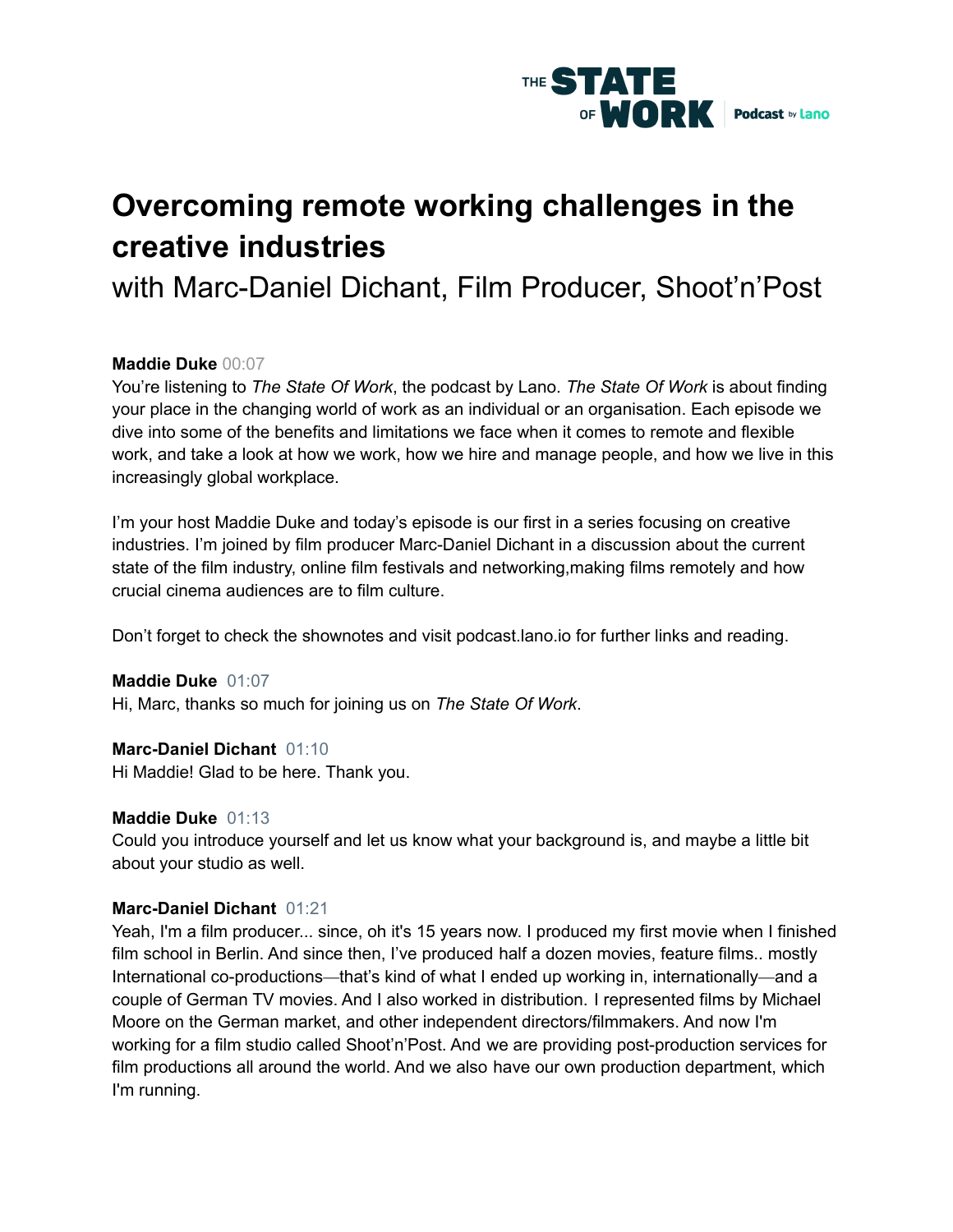# Overcoming remote working challenges in the creative industries

with Marc-Daniel Dichant, Film Producer, Shoot'n'Post

**Maddie Duke** 00:07
You're listening to *The State Of Work*, the podcast by Lano. *The State Of Work* is about finding your place in the changing world of work as an individual or an organisation. Each episode we dive into some of the benefits and limitations we face when it comes to remote and flexible work, and take a look at how we work, how we hire and manage people, and how we live in this increasingly global workplace.

I'm your host Maddie Duke and today's episode is our first in a series focusing on creative industries. I'm joined by film producer Marc-Daniel Dichant in a discussion about the current state of the film industry, online film festivals and networking,making films remotely and how crucial cinema audiences are to film culture.

Don't forget to check the shownotes and visit podcast.lano.io for further links and reading.

**Maddie Duke** 01:07
Hi, Marc, thanks so much for joining us on *The State Of Work*.

**Marc-Daniel Dichant** 01:10
Hi Maddie! Glad to be here. Thank you.

**Maddie Duke** 01:13
Could you introduce yourself and let us know what your background is, and maybe a little bit about your studio as well.

**Marc-Daniel Dichant** 01:21
Yeah, I'm a film producer... since, oh it's 15 years now. I produced my first movie when I finished film school in Berlin. And since then, I've produced half a dozen movies, feature films.. mostly International co-productions—that's kind of what I ended up working in, internationally—and a couple of German TV movies. And I also worked in distribution. I represented films by Michael Moore on the German market, and other independent directors/filmmakers. And now I'm working for a film studio called Shoot'n'Post. And we are providing post-production services for film productions all around the world. And we also have our own production department, which I'm running.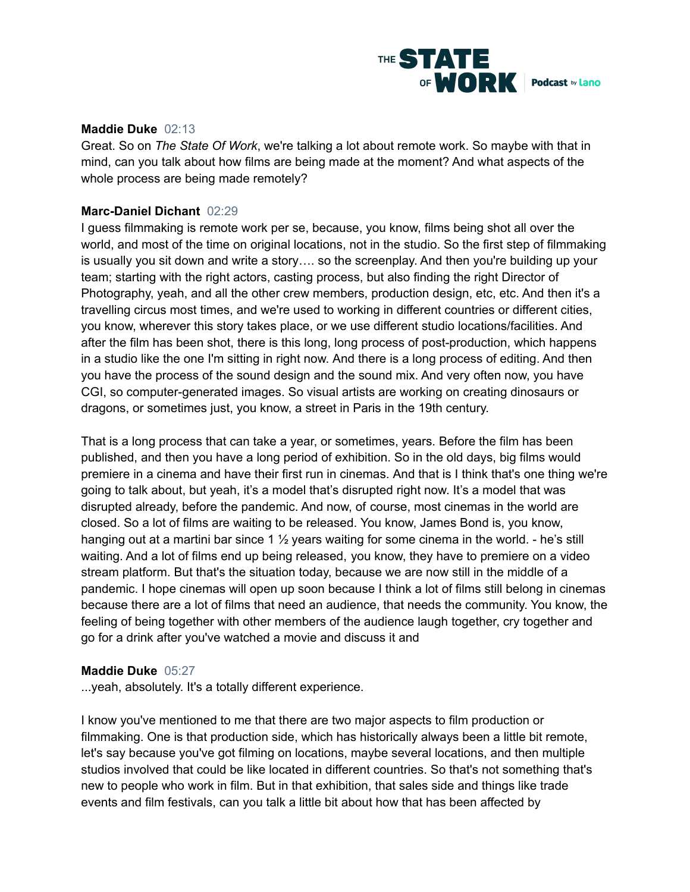**Maddie Duke** 02:13
Great. So on *The State Of Work*, we're talking a lot about remote work. So maybe with that in mind, can you talk about how films are being made at the moment? And what aspects of the whole process are being made remotely?

**Marc-Daniel Dichant** 02:29
I guess filmmaking is remote work per se, because, you know, films being shot all over the world, and most of the time on original locations, not in the studio. So the first step of filmmaking is usually you sit down and write a story…. so the screenplay. And then you're building up your team; starting with the right actors, casting process, but also finding the right Director of Photography, yeah, and all the other crew members, production design, etc, etc. And then it's a travelling circus most times, and we're used to working in different countries or different cities, you know, wherever this story takes place, or we use different studio locations/facilities. And after the film has been shot, there is this long, long process of post-production, which happens in a studio like the one I'm sitting in right now. And there is a long process of editing. And then you have the process of the sound design and the sound mix. And very often now, you have CGI, so computer-generated images. So visual artists are working on creating dinosaurs or dragons, or sometimes just, you know, a street in Paris in the 19th century.

That is a long process that can take a year, or sometimes, years. Before the film has been published, and then you have a long period of exhibition. So in the old days, big films would premiere in a cinema and have their first run in cinemas. And that is I think that's one thing we're going to talk about, but yeah, it's a model that's disrupted right now. It's a model that was disrupted already, before the pandemic. And now, of course, most cinemas in the world are closed. So a lot of films are waiting to be released. You know, James Bond is, you know, hanging out at a martini bar since 1 ½ years waiting for some cinema in the world. - he's still waiting. And a lot of films end up being released, you know, they have to premiere on a video stream platform. But that's the situation today, because we are now still in the middle of a pandemic. I hope cinemas will open up soon because I think a lot of films still belong in cinemas because there are a lot of films that need an audience, that needs the community. You know, the feeling of being together with other members of the audience laugh together, cry together and go for a drink after you've watched a movie and discuss it and

**Maddie Duke** 05:27
...yeah, absolutely. It's a totally different experience.

I know you've mentioned to me that there are two major aspects to film production or filmmaking. One is that production side, which has historically always been a little bit remote, let's say because you've got filming on locations, maybe several locations, and then multiple studios involved that could be like located in different countries. So that's not something that's new to people who work in film. But in that exhibition, that sales side and things like trade events and film festivals, can you talk a little bit about how that has been affected by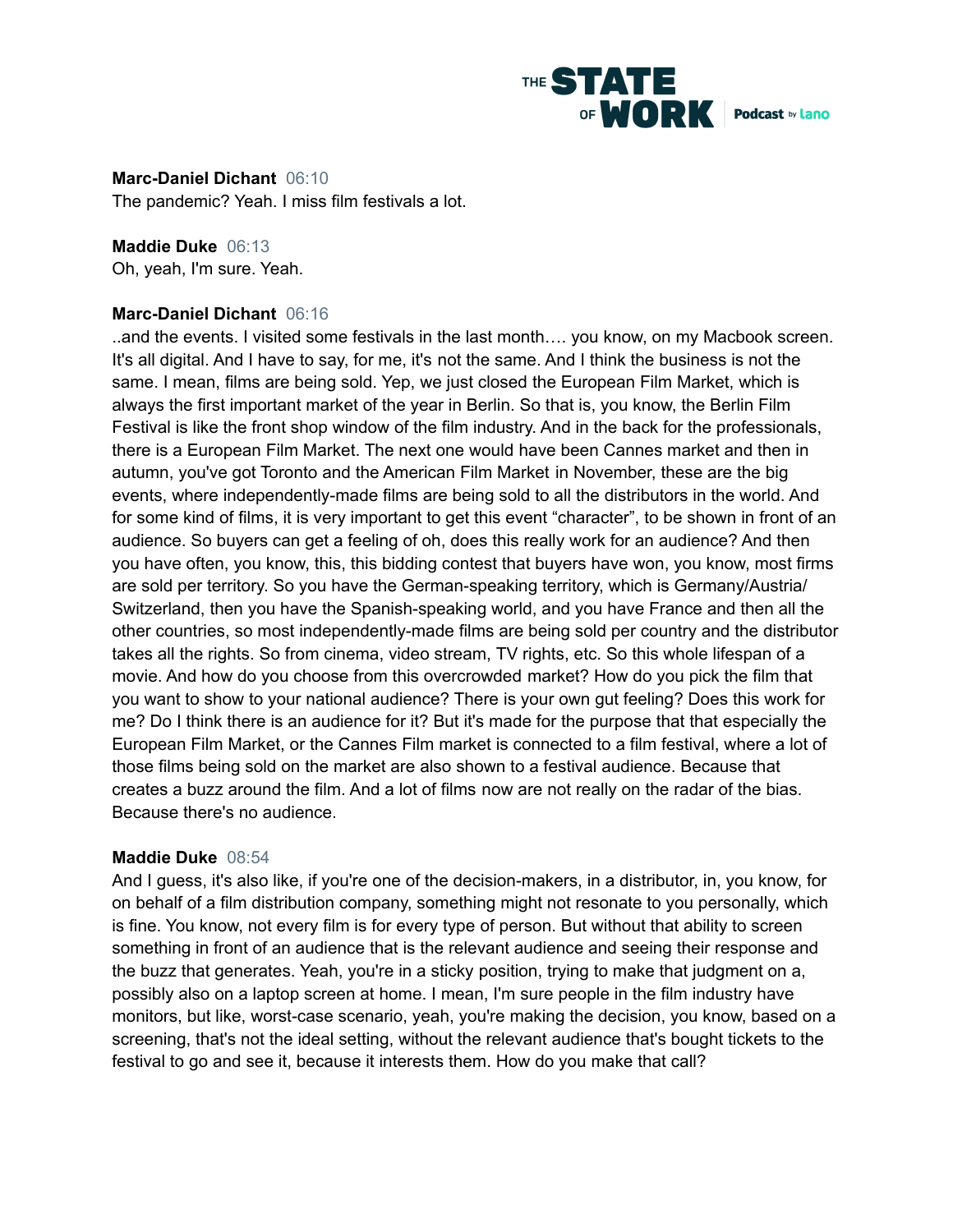**Marc-Daniel Dichant** 06:10
The pandemic? Yeah. I miss film festivals a lot.

**Maddie Duke** 06:13
Oh, yeah, I'm sure. Yeah.

**Marc-Daniel Dichant** 06:16
..and the events. I visited some festivals in the last month…. you know, on my Macbook screen. It's all digital. And I have to say, for me, it's not the same. And I think the business is not the same. I mean, films are being sold. Yep, we just closed the European Film Market, which is always the first important market of the year in Berlin. So that is, you know, the Berlin Film Festival is like the front shop window of the film industry. And in the back for the professionals, there is a European Film Market. The next one would have been Cannes market and then in autumn, you've got Toronto and the American Film Market in November, these are the big events, where independently-made films are being sold to all the distributors in the world. And for some kind of films, it is very important to get this event "character", to be shown in front of an audience. So buyers can get a feeling of oh, does this really work for an audience? And then you have often, you know, this, this bidding contest that buyers have won, you know, most firms are sold per territory. So you have the German-speaking territory, which is Germany/Austria/ Switzerland, then you have the Spanish-speaking world, and you have France and then all the other countries, so most independently-made films are being sold per country and the distributor takes all the rights. So from cinema, video stream, TV rights, etc. So this whole lifespan of a movie. And how do you choose from this overcrowded market? How do you pick the film that you want to show to your national audience? There is your own gut feeling? Does this work for me? Do I think there is an audience for it? But it's made for the purpose that that especially the European Film Market, or the Cannes Film market is connected to a film festival, where a lot of those films being sold on the market are also shown to a festival audience. Because that creates a buzz around the film. And a lot of films now are not really on the radar of the bias. Because there's no audience.

**Maddie Duke** 08:54
And I guess, it's also like, if you're one of the decision-makers, in a distributor, in, you know, for on behalf of a film distribution company, something might not resonate to you personally, which is fine. You know, not every film is for every type of person. But without that ability to screen something in front of an audience that is the relevant audience and seeing their response and the buzz that generates. Yeah, you're in a sticky position, trying to make that judgment on a, possibly also on a laptop screen at home. I mean, I'm sure people in the film industry have monitors, but like, worst-case scenario, yeah, you're making the decision, you know, based on a screening, that's not the ideal setting, without the relevant audience that's bought tickets to the festival to go and see it, because it interests them. How do you make that call?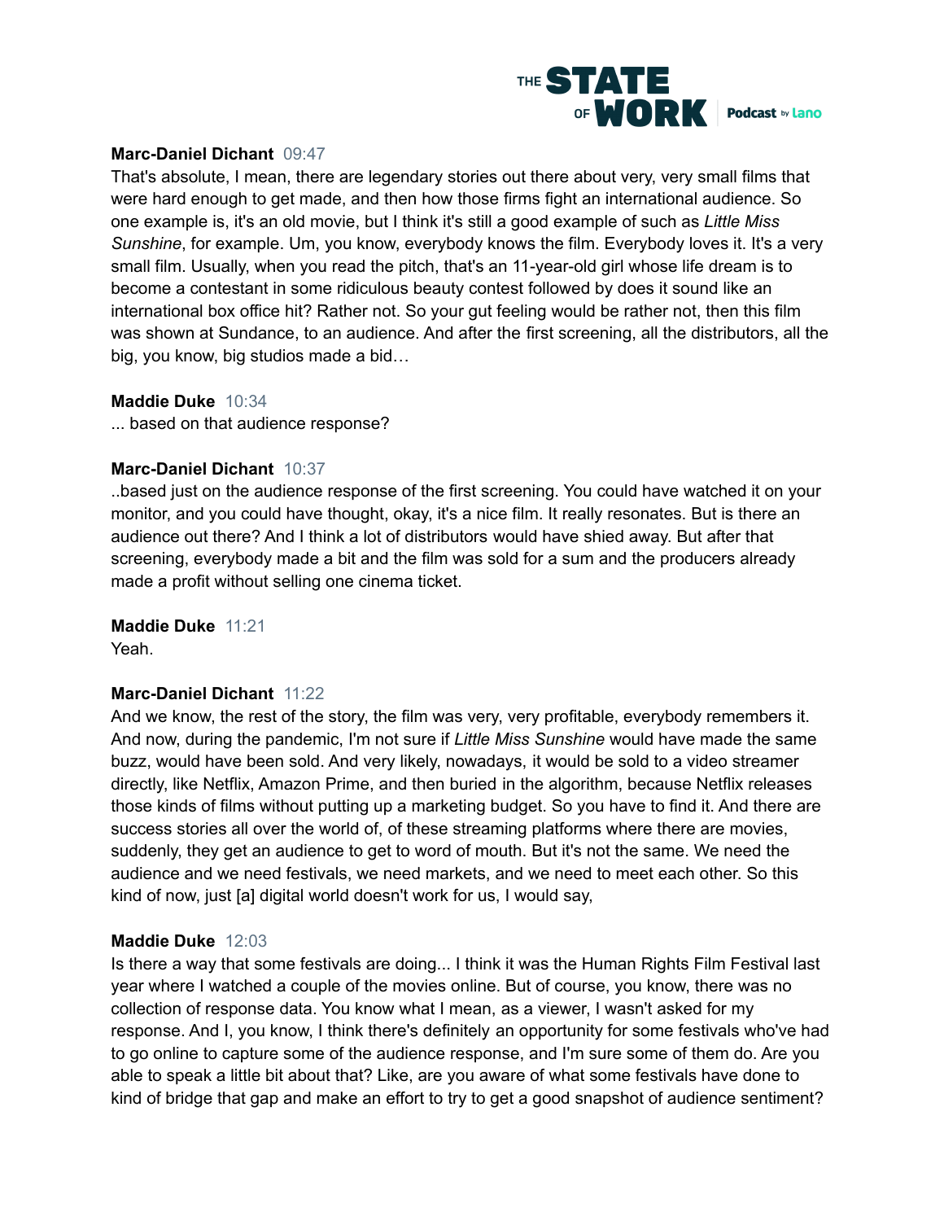**Marc-Daniel Dichant** 09:47
That's absolute, I mean, there are legendary stories out there about very, very small films that were hard enough to get made, and then how those firms fight an international audience. So one example is, it's an old movie, but I think it's still a good example of such as *Little Miss Sunshine*, for example. Um, you know, everybody knows the film. Everybody loves it. It's a very small film. Usually, when you read the pitch, that's an 11-year-old girl whose life dream is to become a contestant in some ridiculous beauty contest followed by does it sound like an international box office hit? Rather not. So your gut feeling would be rather not, then this film was shown at Sundance, to an audience. And after the first screening, all the distributors, all the big, you know, big studios made a bid…

**Maddie Duke** 10:34
... based on that audience response?

**Marc-Daniel Dichant** 10:37
..based just on the audience response of the first screening. You could have watched it on your monitor, and you could have thought, okay, it's a nice film. It really resonates. But is there an audience out there? And I think a lot of distributors would have shied away. But after that screening, everybody made a bit and the film was sold for a sum and the producers already made a profit without selling one cinema ticket.

**Maddie Duke** 11:21
Yeah.

**Marc-Daniel Dichant** 11:22
And we know, the rest of the story, the film was very, very profitable, everybody remembers it. And now, during the pandemic, I'm not sure if *Little Miss Sunshine* would have made the same buzz, would have been sold. And very likely, nowadays, it would be sold to a video streamer directly, like Netflix, Amazon Prime, and then buried in the algorithm, because Netflix releases those kinds of films without putting up a marketing budget. So you have to find it. And there are success stories all over the world of, of these streaming platforms where there are movies, suddenly, they get an audience to get to word of mouth. But it's not the same. We need the audience and we need festivals, we need markets, and we need to meet each other. So this kind of now, just [a] digital world doesn't work for us, I would say,

**Maddie Duke** 12:03
Is there a way that some festivals are doing... I think it was the Human Rights Film Festival last year where I watched a couple of the movies online. But of course, you know, there was no collection of response data. You know what I mean, as a viewer, I wasn't asked for my response. And I, you know, I think there's definitely an opportunity for some festivals who've had to go online to capture some of the audience response, and I'm sure some of them do. Are you able to speak a little bit about that? Like, are you aware of what some festivals have done to kind of bridge that gap and make an effort to try to get a good snapshot of audience sentiment?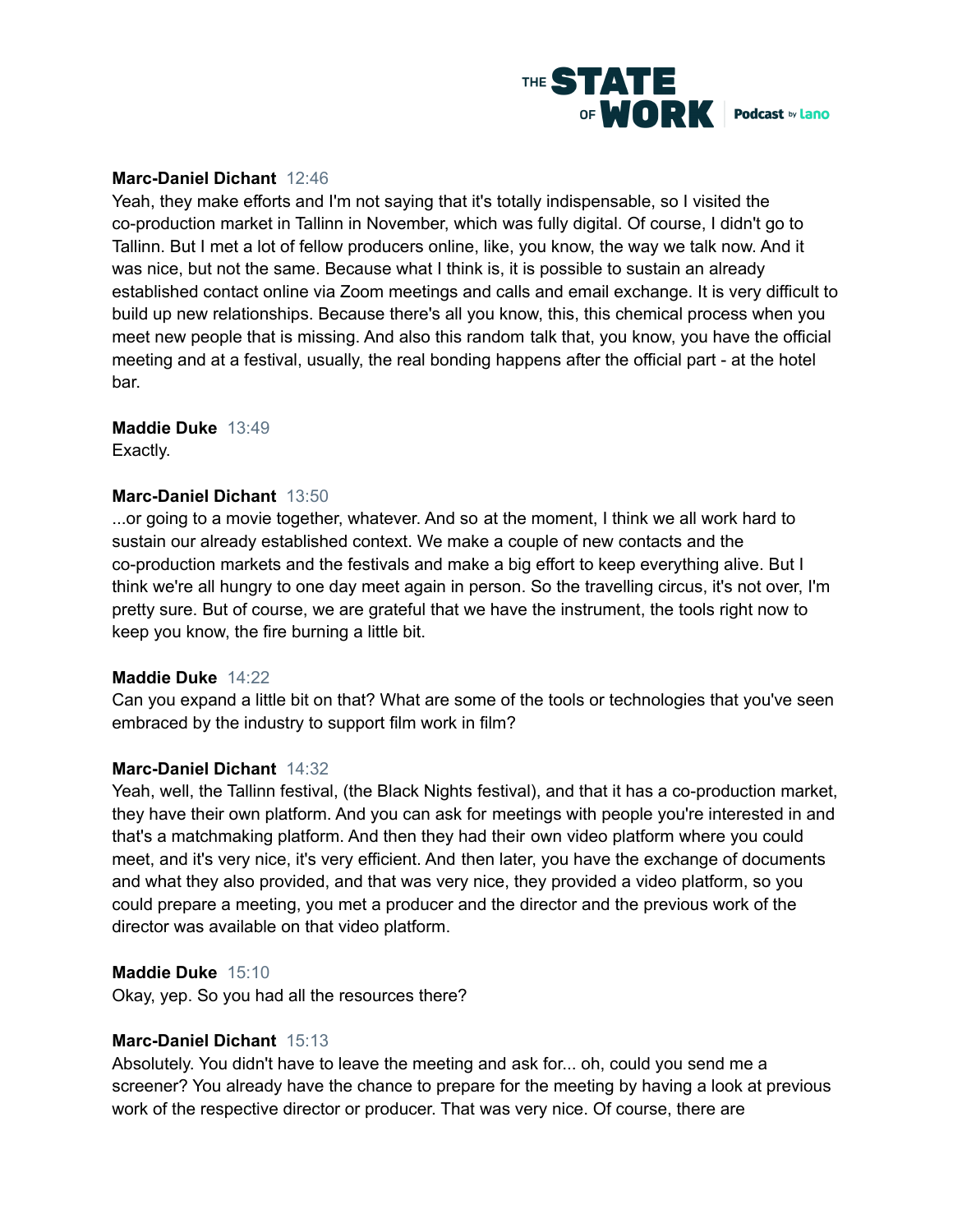**Marc-Daniel Dichant** 12:46
Yeah, they make efforts and I'm not saying that it's totally indispensable, so I visited the co-production market in Tallinn in November, which was fully digital. Of course, I didn't go to Tallinn. But I met a lot of fellow producers online, like, you know, the way we talk now. And it was nice, but not the same. Because what I think is, it is possible to sustain an already established contact online via Zoom meetings and calls and email exchange. It is very difficult to build up new relationships. Because there's all you know, this, this chemical process when you meet new people that is missing. And also this random talk that, you know, you have the official meeting and at a festival, usually, the real bonding happens after the official part - at the hotel bar.

**Maddie Duke** 13:49
Exactly.

**Marc-Daniel Dichant** 13:50
...or going to a movie together, whatever. And so at the moment, I think we all work hard to sustain our already established context. We make a couple of new contacts and the co-production markets and the festivals and make a big effort to keep everything alive. But I think we're all hungry to one day meet again in person. So the travelling circus, it's not over, I'm pretty sure. But of course, we are grateful that we have the instrument, the tools right now to keep you know, the fire burning a little bit.

**Maddie Duke** 14:22
Can you expand a little bit on that? What are some of the tools or technologies that you've seen embraced by the industry to support film work in film?

**Marc-Daniel Dichant** 14:32
Yeah, well, the Tallinn festival, (the Black Nights festival), and that it has a co-production market, they have their own platform. And you can ask for meetings with people you're interested in and that's a matchmaking platform. And then they had their own video platform where you could meet, and it's very nice, it's very efficient. And then later, you have the exchange of documents and what they also provided, and that was very nice, they provided a video platform, so you could prepare a meeting, you met a producer and the director and the previous work of the director was available on that video platform.

**Maddie Duke** 15:10
Okay, yep. So you had all the resources there?

**Marc-Daniel Dichant** 15:13
Absolutely. You didn't have to leave the meeting and ask for... oh, could you send me a screener? You already have the chance to prepare for the meeting by having a look at previous work of the respective director or producer. That was very nice. Of course, there are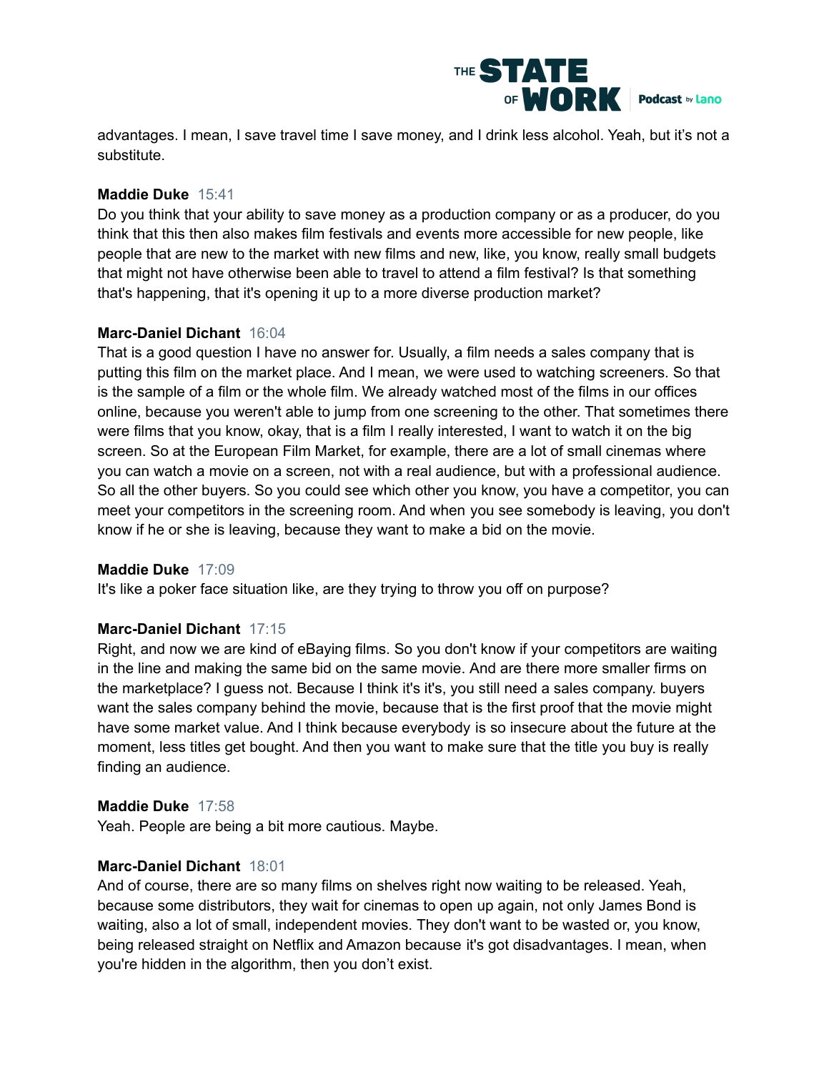advantages. I mean, I save travel time I save money, and I drink less alcohol. Yeah, but it's not a substitute.

**Maddie Duke** 15:41
Do you think that your ability to save money as a production company or as a producer, do you think that this then also makes film festivals and events more accessible for new people, like people that are new to the market with new films and new, like, you know, really small budgets that might not have otherwise been able to travel to attend a film festival? Is that something that's happening, that it's opening it up to a more diverse production market?

**Marc-Daniel Dichant** 16:04
That is a good question I have no answer for. Usually, a film needs a sales company that is putting this film on the market place. And I mean, we were used to watching screeners. So that is the sample of a film or the whole film. We already watched most of the films in our offices online, because you weren't able to jump from one screening to the other. That sometimes there were films that you know, okay, that is a film I really interested, I want to watch it on the big screen. So at the European Film Market, for example, there are a lot of small cinemas where you can watch a movie on a screen, not with a real audience, but with a professional audience. So all the other buyers. So you could see which other you know, you have a competitor, you can meet your competitors in the screening room. And when you see somebody is leaving, you don't know if he or she is leaving, because they want to make a bid on the movie.

**Maddie Duke** 17:09
It's like a poker face situation like, are they trying to throw you off on purpose?

**Marc-Daniel Dichant** 17:15
Right, and now we are kind of eBaying films. So you don't know if your competitors are waiting in the line and making the same bid on the same movie. And are there more smaller firms on the marketplace? I guess not. Because I think it's it's, you still need a sales company. buyers want the sales company behind the movie, because that is the first proof that the movie might have some market value. And I think because everybody is so insecure about the future at the moment, less titles get bought. And then you want to make sure that the title you buy is really finding an audience.

**Maddie Duke** 17:58
Yeah. People are being a bit more cautious. Maybe.

**Marc-Daniel Dichant** 18:01
And of course, there are so many films on shelves right now waiting to be released. Yeah, because some distributors, they wait for cinemas to open up again, not only James Bond is waiting, also a lot of small, independent movies. They don't want to be wasted or, you know, being released straight on Netflix and Amazon because it's got disadvantages. I mean, when you're hidden in the algorithm, then you don't exist.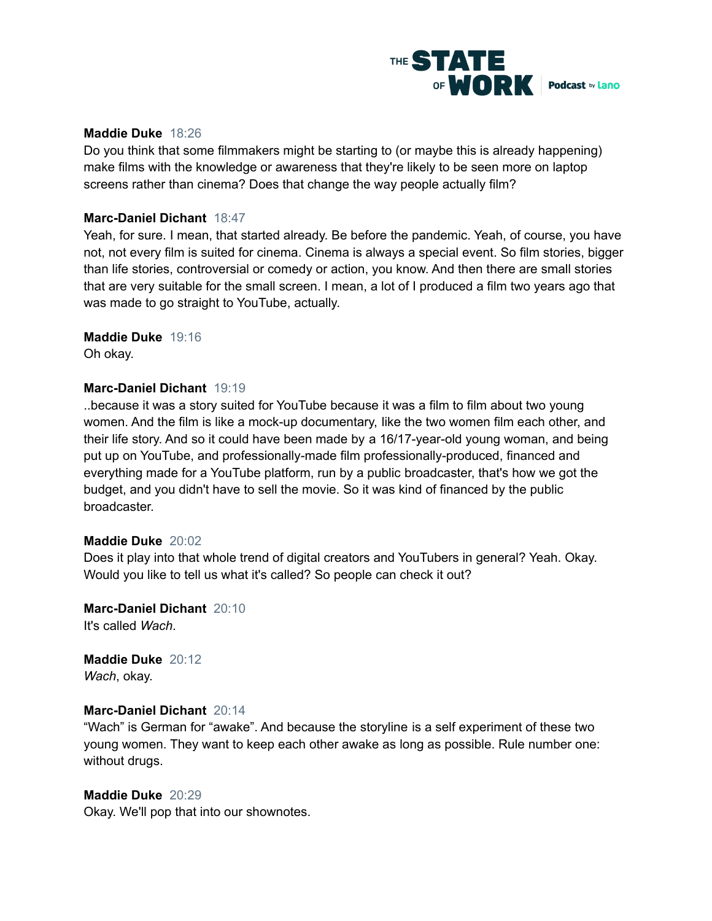**Maddie Duke** 18:26
Do you think that some filmmakers might be starting to (or maybe this is already happening) make films with the knowledge or awareness that they're likely to be seen more on laptop screens rather than cinema? Does that change the way people actually film?

**Marc-Daniel Dichant** 18:47
Yeah, for sure. I mean, that started already. Be before the pandemic. Yeah, of course, you have not, not every film is suited for cinema. Cinema is always a special event. So film stories, bigger than life stories, controversial or comedy or action, you know. And then there are small stories that are very suitable for the small screen. I mean, a lot of I produced a film two years ago that was made to go straight to YouTube, actually.

**Maddie Duke** 19:16
Oh okay.

**Marc-Daniel Dichant** 19:19
..because it was a story suited for YouTube because it was a film to film about two young women. And the film is like a mock-up documentary, like the two women film each other, and their life story. And so it could have been made by a 16/17-year-old young woman, and being put up on YouTube, and professionally-made film professionally-produced, financed and everything made for a YouTube platform, run by a public broadcaster, that's how we got the budget, and you didn't have to sell the movie. So it was kind of financed by the public broadcaster.

**Maddie Duke** 20:02
Does it play into that whole trend of digital creators and YouTubers in general? Yeah. Okay. Would you like to tell us what it's called? So people can check it out?

**Marc-Daniel Dichant** 20:10
It's called *Wach*.

**Maddie Duke** 20:12
*Wach*, okay.

**Marc-Daniel Dichant** 20:14
"Wach" is German for "awake". And because the storyline is a self experiment of these two young women. They want to keep each other awake as long as possible. Rule number one: without drugs.

**Maddie Duke** 20:29
Okay. We'll pop that into our shownotes.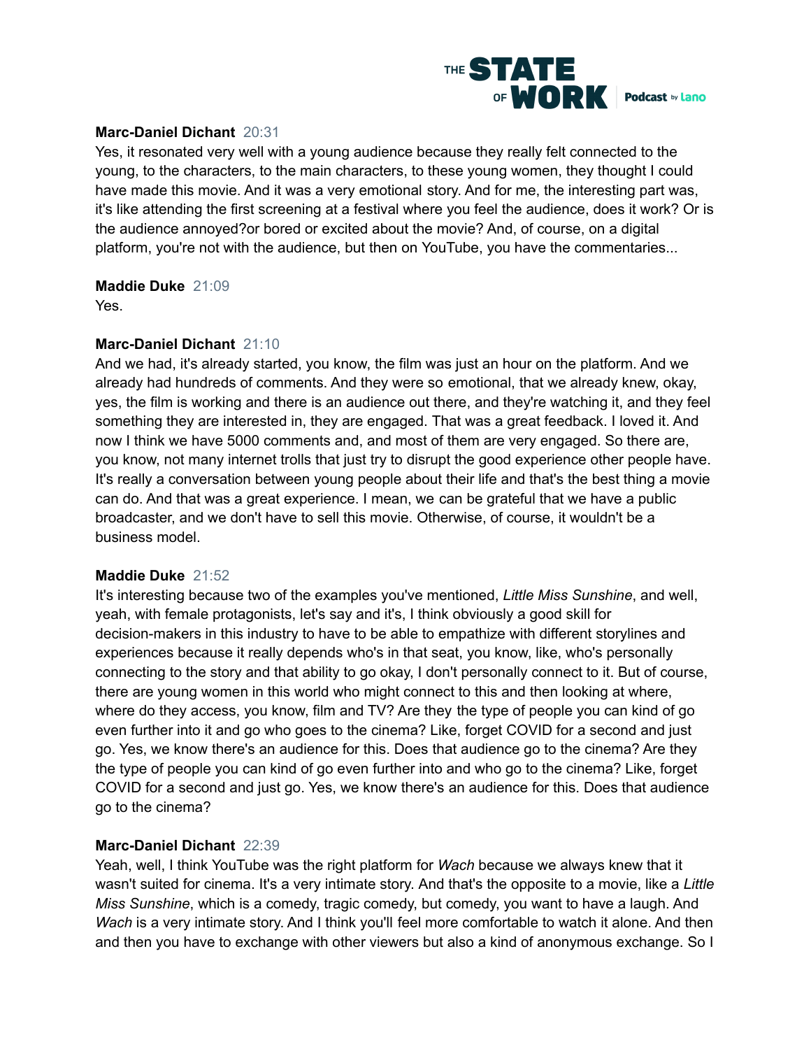**Marc-Daniel Dichant** 20:31
Yes, it resonated very well with a young audience because they really felt connected to the young, to the characters, to the main characters, to these young women, they thought I could have made this movie. And it was a very emotional story. And for me, the interesting part was, it's like attending the first screening at a festival where you feel the audience, does it work? Or is the audience annoyed?or bored or excited about the movie? And, of course, on a digital platform, you're not with the audience, but then on YouTube, you have the commentaries...

**Maddie Duke** 21:09
Yes.

**Marc-Daniel Dichant** 21:10
And we had, it's already started, you know, the film was just an hour on the platform. And we already had hundreds of comments. And they were so emotional, that we already knew, okay, yes, the film is working and there is an audience out there, and they're watching it, and they feel something they are interested in, they are engaged. That was a great feedback. I loved it. And now I think we have 5000 comments and, and most of them are very engaged. So there are, you know, not many internet trolls that just try to disrupt the good experience other people have. It's really a conversation between young people about their life and that's the best thing a movie can do. And that was a great experience. I mean, we can be grateful that we have a public broadcaster, and we don't have to sell this movie. Otherwise, of course, it wouldn't be a business model.

**Maddie Duke** 21:52
It's interesting because two of the examples you've mentioned, *Little Miss Sunshine*, and well, yeah, with female protagonists, let's say and it's, I think obviously a good skill for decision-makers in this industry to have to be able to empathize with different storylines and experiences because it really depends who's in that seat, you know, like, who's personally connecting to the story and that ability to go okay, I don't personally connect to it. But of course, there are young women in this world who might connect to this and then looking at where, where do they access, you know, film and TV? Are they the type of people you can kind of go even further into it and go who goes to the cinema? Like, forget COVID for a second and just go. Yes, we know there's an audience for this. Does that audience go to the cinema? Are they the type of people you can kind of go even further into and who go to the cinema? Like, forget COVID for a second and just go. Yes, we know there's an audience for this. Does that audience go to the cinema?

**Marc-Daniel Dichant** 22:39
Yeah, well, I think YouTube was the right platform for *Wach* because we always knew that it wasn't suited for cinema. It's a very intimate story. And that's the opposite to a movie, like a *Little Miss Sunshine*, which is a comedy, tragic comedy, but comedy, you want to have a laugh. And *Wach* is a very intimate story. And I think you'll feel more comfortable to watch it alone. And then and then you have to exchange with other viewers but also a kind of anonymous exchange. So I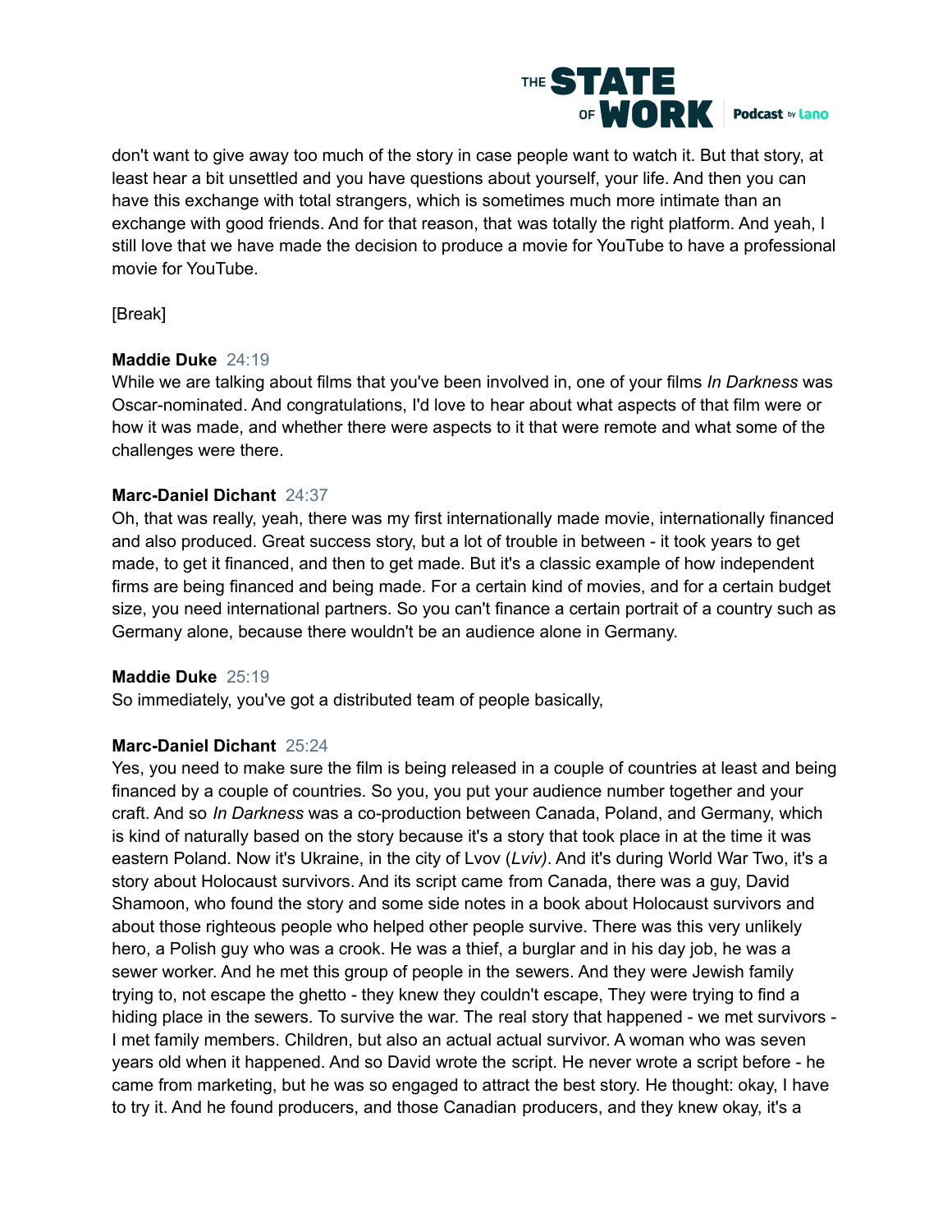don't want to give away too much of the story in case people want to watch it. But that story, at least hear a bit unsettled and you have questions about yourself, your life. And then you can have this exchange with total strangers, which is sometimes much more intimate than an exchange with good friends. And for that reason, that was totally the right platform. And yeah, I still love that we have made the decision to produce a movie for YouTube to have a professional movie for YouTube.

[Break]

**Maddie Duke** 24:19
While we are talking about films that you've been involved in, one of your films *In Darkness* was Oscar-nominated. And congratulations, I'd love to hear about what aspects of that film were or how it was made, and whether there were aspects to it that were remote and what some of the challenges were there.

**Marc-Daniel Dichant** 24:37
Oh, that was really, yeah, there was my first internationally made movie, internationally financed and also produced. Great success story, but a lot of trouble in between - it took years to get made, to get it financed, and then to get made. But it's a classic example of how independent firms are being financed and being made. For a certain kind of movies, and for a certain budget size, you need international partners. So you can't finance a certain portrait of a country such as Germany alone, because there wouldn't be an audience alone in Germany.

**Maddie Duke** 25:19
So immediately, you've got a distributed team of people basically,

**Marc-Daniel Dichant** 25:24
Yes, you need to make sure the film is being released in a couple of countries at least and being financed by a couple of countries. So you, you put your audience number together and your craft. And so *In Darkness* was a co-production between Canada, Poland, and Germany, which is kind of naturally based on the story because it's a story that took place in at the time it was eastern Poland. Now it's Ukraine, in the city of Lvov (*Lviv)*. And it's during World War Two, it's a story about Holocaust survivors. And its script came from Canada, there was a guy, David Shamoon, who found the story and some side notes in a book about Holocaust survivors and about those righteous people who helped other people survive. There was this very unlikely hero, a Polish guy who was a crook. He was a thief, a burglar and in his day job, he was a sewer worker. And he met this group of people in the sewers. And they were Jewish family trying to, not escape the ghetto - they knew they couldn't escape, They were trying to find a hiding place in the sewers. To survive the war. The real story that happened - we met survivors - I met family members. Children, but also an actual actual survivor. A woman who was seven years old when it happened. And so David wrote the script. He never wrote a script before - he came from marketing, but he was so engaged to attract the best story. He thought: okay, I have to try it. And he found producers, and those Canadian producers, and they knew okay, it's a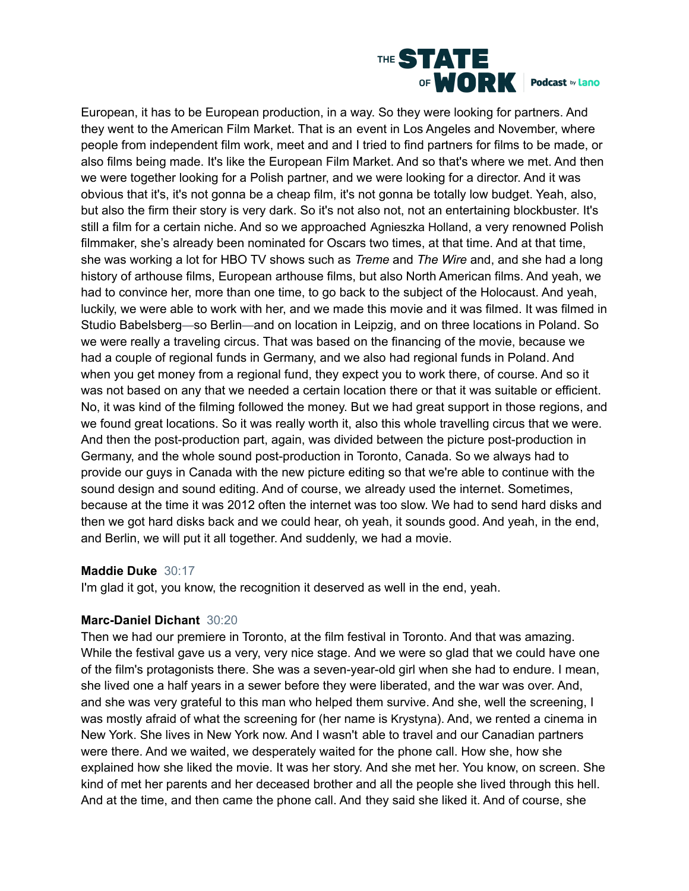European, it has to be European production, in a way. So they were looking for partners. And they went to the American Film Market. That is an event in Los Angeles and November, where people from independent film work, meet and and I tried to find partners for films to be made, or also films being made. It's like the European Film Market. And so that's where we met. And then we were together looking for a Polish partner, and we were looking for a director. And it was obvious that it's, it's not gonna be a cheap film, it's not gonna be totally low budget. Yeah, also, but also the firm their story is very dark. So it's not also not, not an entertaining blockbuster. It's still a film for a certain niche. And so we approached Agnieszka Holland, a very renowned Polish filmmaker, she's already been nominated for Oscars two times, at that time. And at that time, she was working a lot for HBO TV shows such as *Treme* and *The Wire* and, and she had a long history of arthouse films, European arthouse films, but also North American films. And yeah, we had to convince her, more than one time, to go back to the subject of the Holocaust. And yeah, luckily, we were able to work with her, and we made this movie and it was filmed. It was filmed in Studio Babelsberg—so Berlin—and on location in Leipzig, and on three locations in Poland. So we were really a traveling circus. That was based on the financing of the movie, because we had a couple of regional funds in Germany, and we also had regional funds in Poland. And when you get money from a regional fund, they expect you to work there, of course. And so it was not based on any that we needed a certain location there or that it was suitable or efficient. No, it was kind of the filming followed the money. But we had great support in those regions, and we found great locations. So it was really worth it, also this whole travelling circus that we were. And then the post-production part, again, was divided between the picture post-production in Germany, and the whole sound post-production in Toronto, Canada. So we always had to provide our guys in Canada with the new picture editing so that we're able to continue with the sound design and sound editing. And of course, we already used the internet. Sometimes, because at the time it was 2012 often the internet was too slow. We had to send hard disks and then we got hard disks back and we could hear, oh yeah, it sounds good. And yeah, in the end, and Berlin, we will put it all together. And suddenly, we had a movie.

**Maddie Duke** 30:17

I'm glad it got, you know, the recognition it deserved as well in the end, yeah.

**Marc-Daniel Dichant** 30:20

Then we had our premiere in Toronto, at the film festival in Toronto. And that was amazing. While the festival gave us a very, very nice stage. And we were so glad that we could have one of the film's protagonists there. She was a seven-year-old girl when she had to endure. I mean, she lived one a half years in a sewer before they were liberated, and the war was over. And, and she was very grateful to this man who helped them survive. And she, well the screening, I was mostly afraid of what the screening for (her name is Krystyna). And, we rented a cinema in New York. She lives in New York now. And I wasn't able to travel and our Canadian partners were there. And we waited, we desperately waited for the phone call. How she, how she explained how she liked the movie. It was her story. And she met her. You know, on screen. She kind of met her parents and her deceased brother and all the people she lived through this hell. And at the time, and then came the phone call. And they said she liked it. And of course, she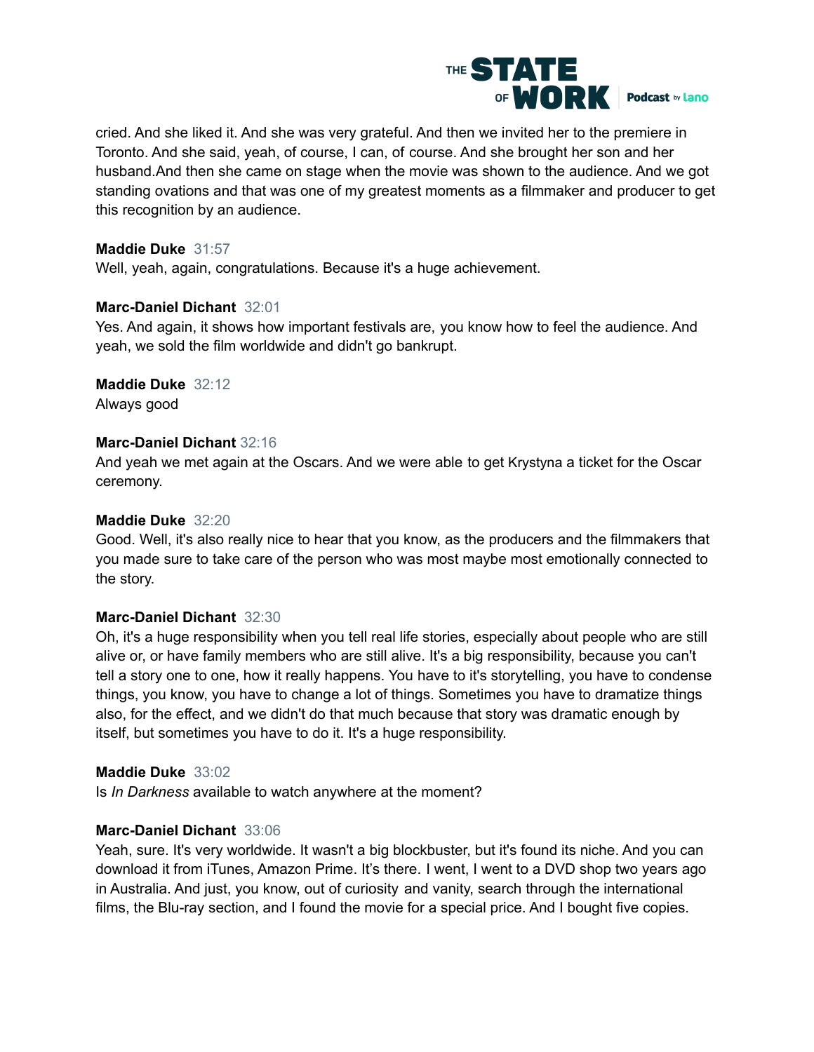cried. And she liked it. And she was very grateful. And then we invited her to the premiere in Toronto. And she said, yeah, of course, I can, of course. And she brought her son and her husband.And then she came on stage when the movie was shown to the audience. And we got standing ovations and that was one of my greatest moments as a filmmaker and producer to get this recognition by an audience.

**Maddie Duke** 31:57
Well, yeah, again, congratulations. Because it's a huge achievement.

**Marc-Daniel Dichant** 32:01
Yes. And again, it shows how important festivals are, you know how to feel the audience. And yeah, we sold the film worldwide and didn't go bankrupt.

**Maddie Duke** 32:12
Always good

**Marc-Daniel Dichant** 32:16
And yeah we met again at the Oscars. And we were able to get Krystyna a ticket for the Oscar ceremony.

**Maddie Duke** 32:20
Good. Well, it's also really nice to hear that you know, as the producers and the filmmakers that you made sure to take care of the person who was most maybe most emotionally connected to the story.

**Marc-Daniel Dichant** 32:30
Oh, it's a huge responsibility when you tell real life stories, especially about people who are still alive or, or have family members who are still alive. It's a big responsibility, because you can't tell a story one to one, how it really happens. You have to it's storytelling, you have to condense things, you know, you have to change a lot of things. Sometimes you have to dramatize things also, for the effect, and we didn't do that much because that story was dramatic enough by itself, but sometimes you have to do it. It's a huge responsibility.

**Maddie Duke** 33:02
Is *In Darkness* available to watch anywhere at the moment?

**Marc-Daniel Dichant** 33:06
Yeah, sure. It's very worldwide. It wasn't a big blockbuster, but it's found its niche. And you can download it from iTunes, Amazon Prime. It's there. I went, I went to a DVD shop two years ago in Australia. And just, you know, out of curiosity and vanity, search through the international films, the Blu-ray section, and I found the movie for a special price. And I bought five copies.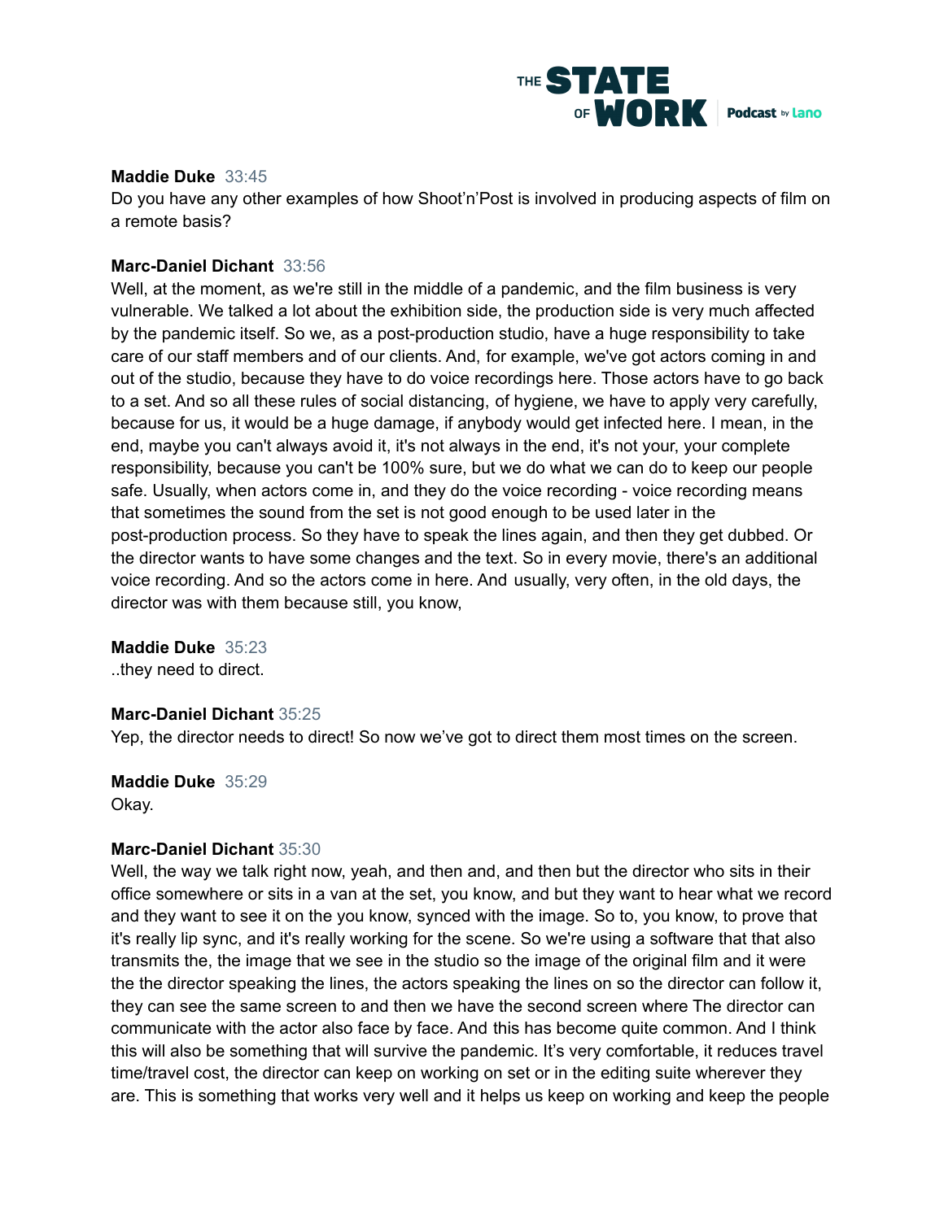**Maddie Duke** 33:45
Do you have any other examples of how Shoot'n'Post is involved in producing aspects of film on a remote basis?

**Marc-Daniel Dichant** 33:56
Well, at the moment, as we're still in the middle of a pandemic, and the film business is very vulnerable. We talked a lot about the exhibition side, the production side is very much affected by the pandemic itself. So we, as a post-production studio, have a huge responsibility to take care of our staff members and of our clients. And, for example, we've got actors coming in and out of the studio, because they have to do voice recordings here. Those actors have to go back to a set. And so all these rules of social distancing, of hygiene, we have to apply very carefully, because for us, it would be a huge damage, if anybody would get infected here. I mean, in the end, maybe you can't always avoid it, it's not always in the end, it's not your, your complete responsibility, because you can't be 100% sure, but we do what we can do to keep our people safe. Usually, when actors come in, and they do the voice recording - voice recording means that sometimes the sound from the set is not good enough to be used later in the post-production process. So they have to speak the lines again, and then they get dubbed. Or the director wants to have some changes and the text. So in every movie, there's an additional voice recording. And so the actors come in here. And usually, very often, in the old days, the director was with them because still, you know,

**Maddie Duke** 35:23
..they need to direct.

**Marc-Daniel Dichant** 35:25
Yep, the director needs to direct! So now we've got to direct them most times on the screen.

**Maddie Duke** 35:29
Okay.

**Marc-Daniel Dichant** 35:30
Well, the way we talk right now, yeah, and then and, and then but the director who sits in their office somewhere or sits in a van at the set, you know, and but they want to hear what we record and they want to see it on the you know, synced with the image. So to, you know, to prove that it's really lip sync, and it's really working for the scene. So we're using a software that that also transmits the, the image that we see in the studio so the image of the original film and it were the the director speaking the lines, the actors speaking the lines on so the director can follow it, they can see the same screen to and then we have the second screen where The director can communicate with the actor also face by face. And this has become quite common. And I think this will also be something that will survive the pandemic. It's very comfortable, it reduces travel time/travel cost, the director can keep on working on set or in the editing suite wherever they are. This is something that works very well and it helps us keep on working and keep the people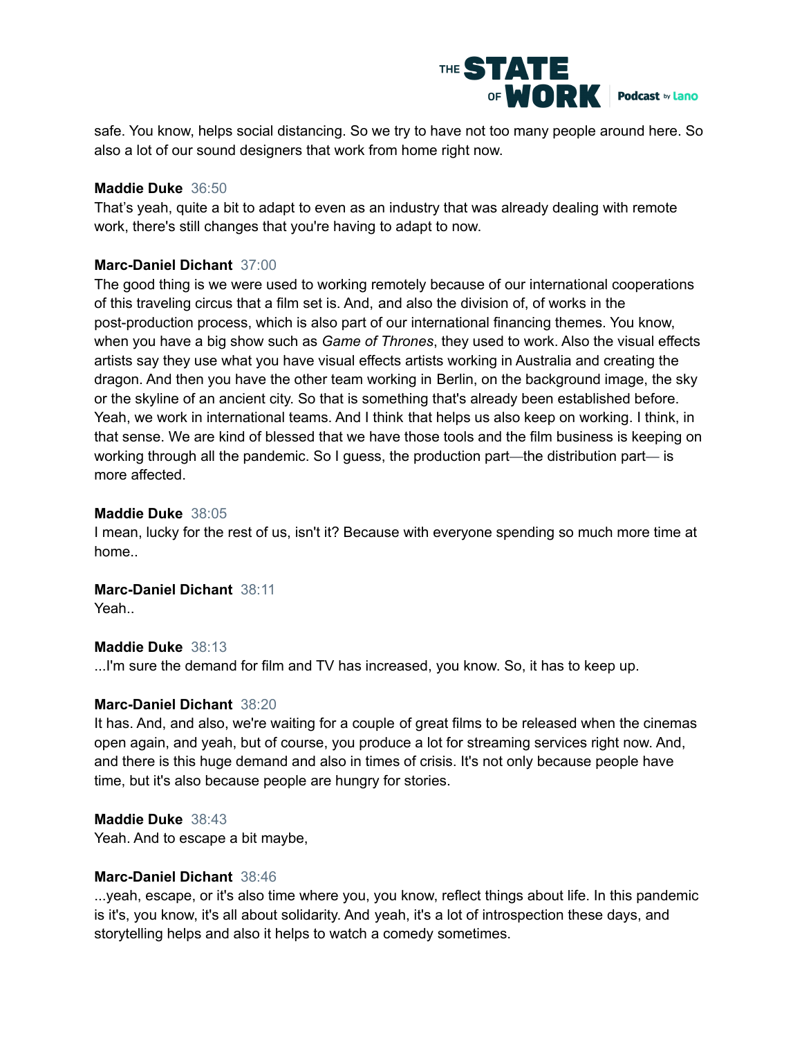safe. You know, helps social distancing. So we try to have not too many people around here. So also a lot of our sound designers that work from home right now.

**Maddie Duke** 36:50
That's yeah, quite a bit to adapt to even as an industry that was already dealing with remote work, there's still changes that you're having to adapt to now.

**Marc-Daniel Dichant** 37:00
The good thing is we were used to working remotely because of our international cooperations of this traveling circus that a film set is. And, and also the division of, of works in the post-production process, which is also part of our international financing themes. You know, when you have a big show such as *Game of Thrones*, they used to work. Also the visual effects artists say they use what you have visual effects artists working in Australia and creating the dragon. And then you have the other team working in Berlin, on the background image, the sky or the skyline of an ancient city. So that is something that's already been established before. Yeah, we work in international teams. And I think that helps us also keep on working. I think, in that sense. We are kind of blessed that we have those tools and the film business is keeping on working through all the pandemic. So I guess, the production part—the distribution part— is more affected.

**Maddie Duke** 38:05
I mean, lucky for the rest of us, isn't it? Because with everyone spending so much more time at home..

**Marc-Daniel Dichant** 38:11
Yeah..

**Maddie Duke** 38:13
...I'm sure the demand for film and TV has increased, you know. So, it has to keep up.

**Marc-Daniel Dichant** 38:20
It has. And, and also, we're waiting for a couple of great films to be released when the cinemas open again, and yeah, but of course, you produce a lot for streaming services right now. And, and there is this huge demand and also in times of crisis. It's not only because people have time, but it's also because people are hungry for stories.

**Maddie Duke** 38:43
Yeah. And to escape a bit maybe,

**Marc-Daniel Dichant** 38:46
...yeah, escape, or it's also time where you, you know, reflect things about life. In this pandemic is it's, you know, it's all about solidarity. And yeah, it's a lot of introspection these days, and storytelling helps and also it helps to watch a comedy sometimes.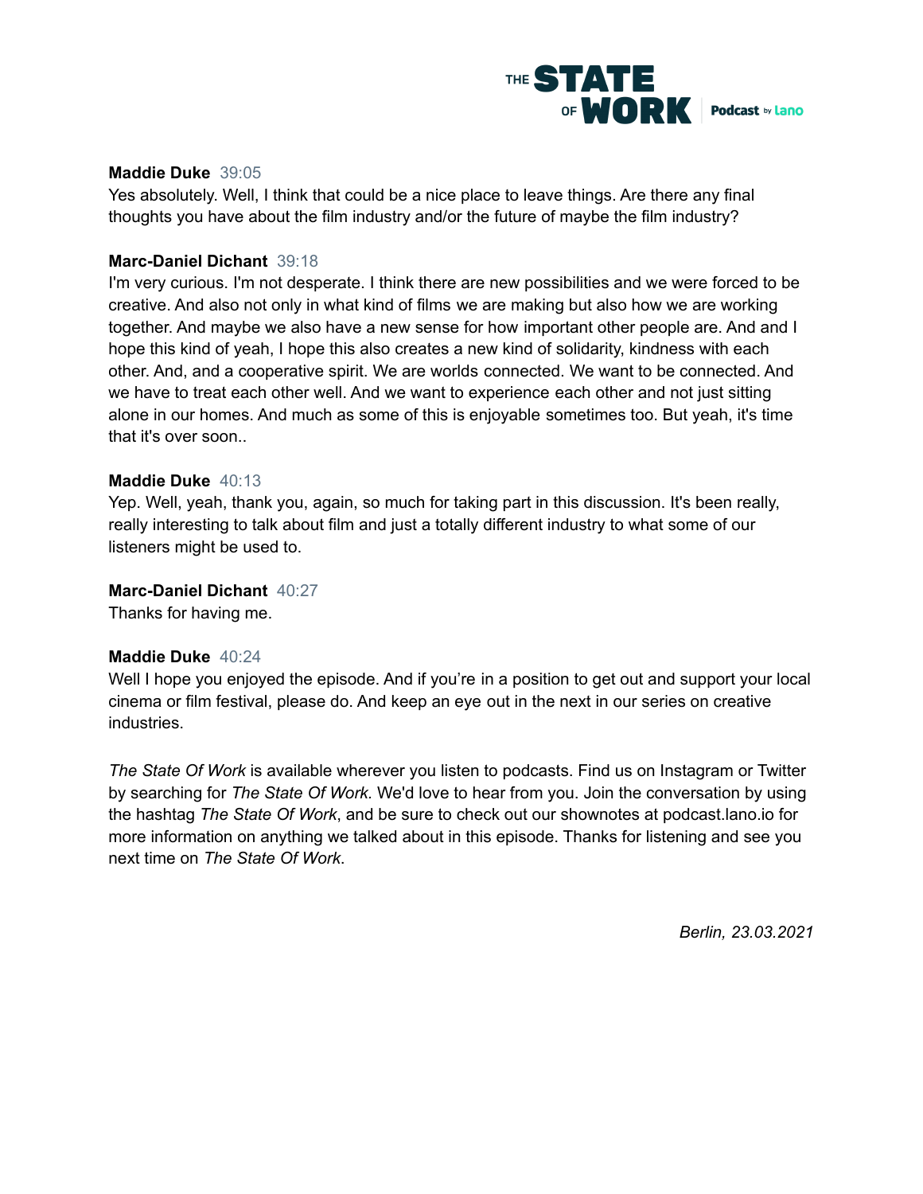**Maddie Duke** 39:05
Yes absolutely. Well, I think that could be a nice place to leave things. Are there any final thoughts you have about the film industry and/or the future of maybe the film industry?

**Marc-Daniel Dichant** 39:18
I'm very curious. I'm not desperate. I think there are new possibilities and we were forced to be creative. And also not only in what kind of films we are making but also how we are working together. And maybe we also have a new sense for how important other people are. And and I hope this kind of yeah, I hope this also creates a new kind of solidarity, kindness with each other. And, and a cooperative spirit. We are worlds connected. We want to be connected. And we have to treat each other well. And we want to experience each other and not just sitting alone in our homes. And much as some of this is enjoyable sometimes too. But yeah, it's time that it's over soon..

**Maddie Duke** 40:13
Yep. Well, yeah, thank you, again, so much for taking part in this discussion. It's been really, really interesting to talk about film and just a totally different industry to what some of our listeners might be used to.

**Marc-Daniel Dichant** 40:27
Thanks for having me.

**Maddie Duke** 40:24
Well I hope you enjoyed the episode. And if you're in a position to get out and support your local cinema or film festival, please do. And keep an eye out in the next in our series on creative industries.

*The State Of Work* is available wherever you listen to podcasts. Find us on Instagram or Twitter by searching for *The State Of Work.* We'd love to hear from you. Join the conversation by using the hashtag *The State Of Work*, and be sure to check out our shownotes at podcast.lano.io for more information on anything we talked about in this episode. Thanks for listening and see you next time on *The State Of Work*.

*Berlin, 23.03.2021*